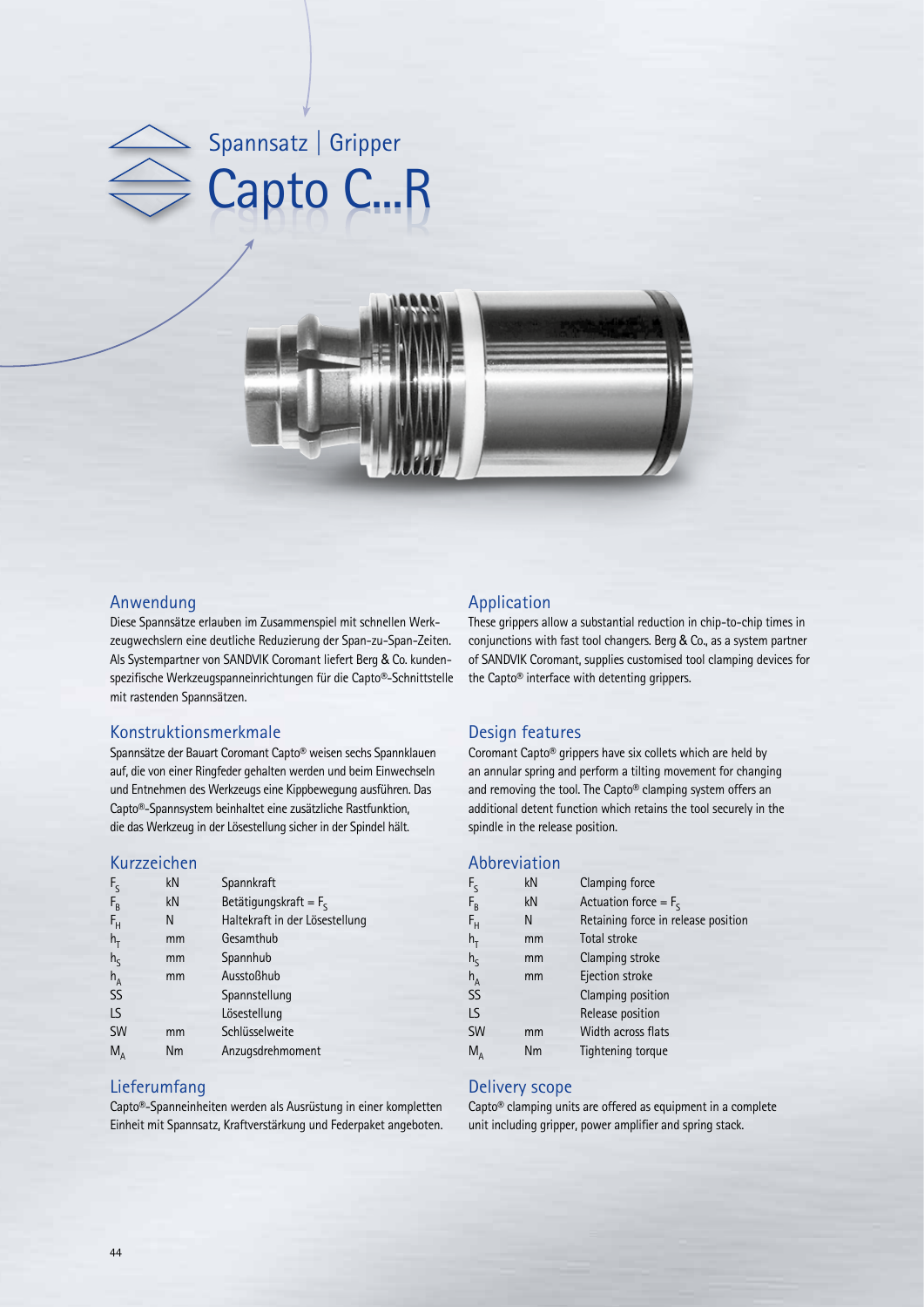# Spannsatz | Gripper

# Capto C...R

## Anwendung

Diese Spannsätze erlauben im Zusammenspiel mit schnellen Werkzeugwechslern eine deutliche Reduzierung der Span-zu-Span-Zeiten. Als Systempartner von SANDVIK Coromant liefert Berg & Co. kundenspezifische Werkzeugspanneinrichtungen für die Capto®-Schnittstelle mit rastenden Spannsätzen.

## Konstruktionsmerkmale

Spannsätze der Bauart Coromant Capto® weisen sechs Spannklauen auf, die von einer Ringfeder gehalten werden und beim Einwechseln und Entnehmen des Werkzeugs eine Kippbewegung ausführen. Das Capto®-Spannsystem beinhaltet eine zusätzliche Rastfunktion, die das Werkzeug in der Lösestellung sicher in der Spindel hält.

## Kurzzeichen

| | | |
|---|---|---|
| $F_S$ | kN | Spannkraft |
| $F_B$ | kN | Betätigungskraft = $F_S$ |
| $F_H$ | N | Haltekraft in der Lösestellung |
| $h_T$ | mm | Gesamthub |
| $h_S$ | mm | Spannhub |
| $h_A$ | mm | Ausstoßhub |
| SS | | Spannstellung |
| LS | | Lösestellung |
| SW | mm | Schlüsselweite |
| $M_A$ | Nm | Anzugsdrehmoment |

## Lieferumfang

Capto®-Spanneinheiten werden als Ausrüstung in einer kompletten Einheit mit Spannsatz, Kraftverstärkung und Federpaket angeboten.

## Application

These grippers allow a substantial reduction in chip-to-chip times in conjunctions with fast tool changers. Berg & Co., as a system partner of SANDVIK Coromant, supplies customised tool clamping devices for the Capto® interface with detenting grippers.

## Design features

Coromant Capto® grippers have six collets which are held by an annular spring and perform a tilting movement for changing and removing the tool. The Capto® clamping system offers an additional detent function which retains the tool securely in the spindle in the release position.

## Abbreviation

| | | |
|---|---|---|
| $F_S$ | kN | Clamping force |
| $F_B$ | kN | Actuation force = $F_S$ |
| $F_H$ | N | Retaining force in release position |
| $h_T$ | mm | Total stroke |
| $h_S$ | mm | Clamping stroke |
| $h_A$ | mm | Ejection stroke |
| SS | | Clamping position |
| LS | | Release position |
| SW | mm | Width across flats |
| $M_A$ | Nm | Tightening torque |

## Delivery scope

Capto® clamping units are offered as equipment in a complete unit including gripper, power amplifier and spring stack.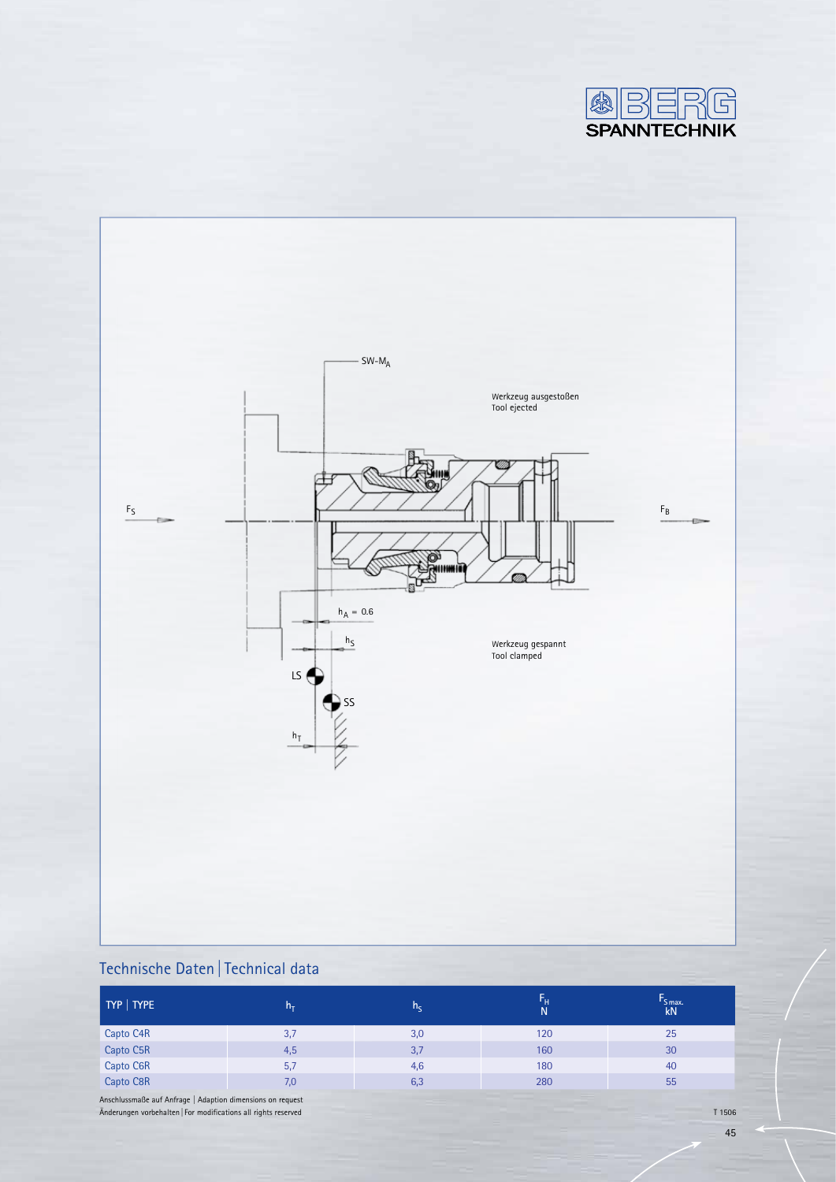SW-$M_A$

Werkzeug ausgestoßen
Tool ejected

$F_S$

$F_B$

$h_A = 0.6$

$h_S$

Werkzeug gespannt
Tool clamped

LS

SS

$h_T$

## Technische Daten | Technical data

| TYP \| TYPE | $h_T$ | $h_S$ | $F_H$ N | $F_{S\,max.}$ kN |
|---|---|---|---|---|
| Capto C4R | 3,7 | 3,0 | 120 | 25 |
| Capto C5R | 4,5 | 3,7 | 160 | 30 |
| Capto C6R | 5,7 | 4,6 | 180 | 40 |
| Capto C8R | 7,0 | 6,3 | 280 | 55 |

Anschlussmaße auf Anfrage | Adaption dimensions on request
Änderungen vorbehalten | For modifications all rights reserved

T 1506